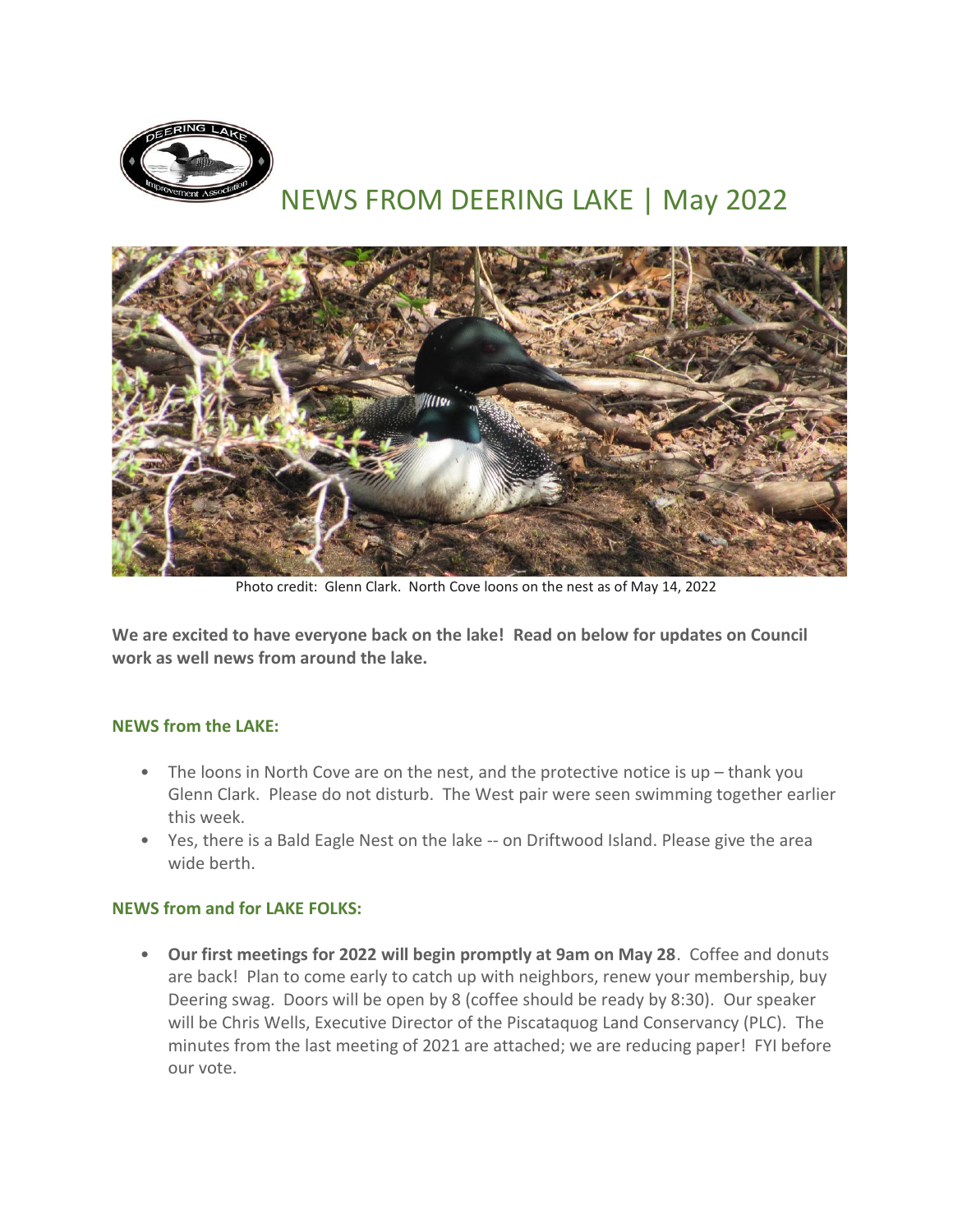# NEWS FROM DEERING LAKE | May 2022

Photo credit: Glenn Clark. North Cove loons on the nest as of May 14, 2022

**We are excited to have everyone back on the lake! Read on below for updates on Council work as well news from around the lake.**

### NEWS from the LAKE:

- The loons in North Cove are on the nest, and the protective notice is up – thank you Glenn Clark. Please do not disturb. The West pair were seen swimming together earlier this week.
- Yes, there is a Bald Eagle Nest on the lake -- on Driftwood Island. Please give the area wide berth.

### NEWS from and for LAKE FOLKS:

- **Our first meetings for 2022 will begin promptly at 9am on May 28**. Coffee and donuts are back! Plan to come early to catch up with neighbors, renew your membership, buy Deering swag. Doors will be open by 8 (coffee should be ready by 8:30). Our speaker will be Chris Wells, Executive Director of the Piscataquog Land Conservancy (PLC). The minutes from the last meeting of 2021 are attached; we are reducing paper! FYI before our vote.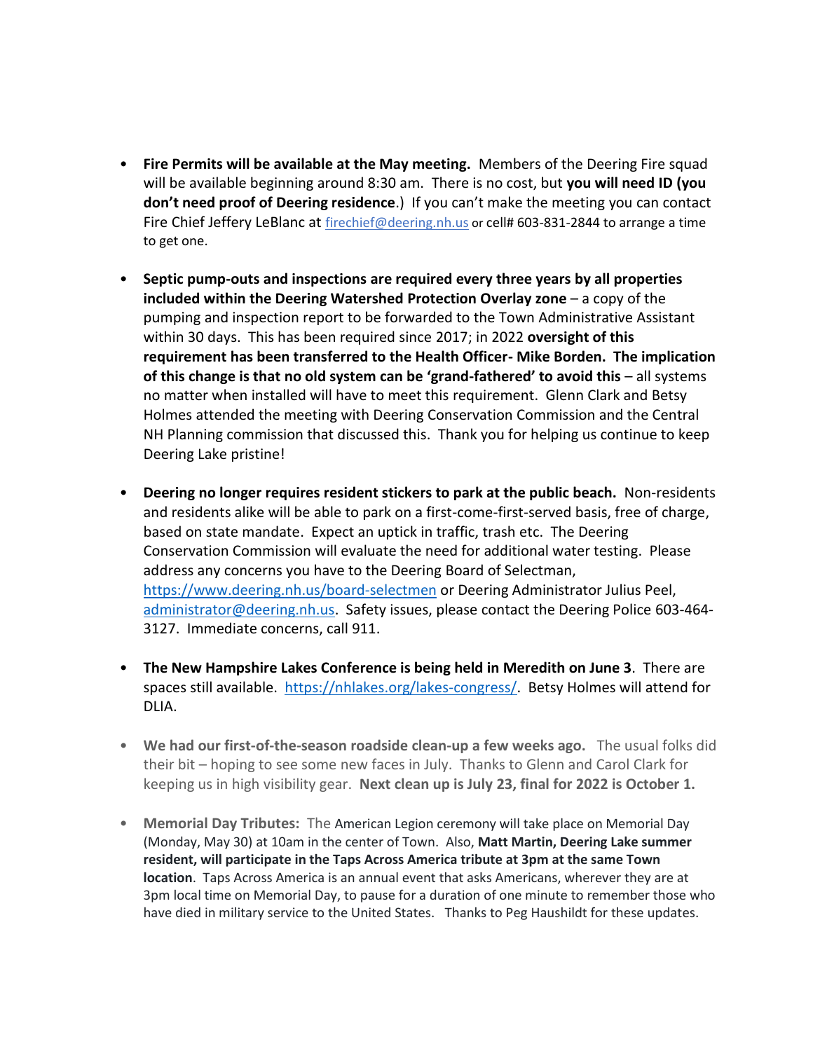- **Fire Permits will be available at the May meeting.** Members of the Deering Fire squad will be available beginning around 8:30 am. There is no cost, but **you will need ID (you don't need proof of Deering residence**.) If you can't make the meeting you can contact Fire Chief Jeffery LeBlanc at [firechief@deering.nh.us](mailto:firechief@deering.nh.us) or cell# 603-831-2844 to arrange a time to get one.

- **Septic pump-outs and inspections are required every three years by all properties included within the Deering Watershed Protection Overlay zone** – a copy of the pumping and inspection report to be forwarded to the Town Administrative Assistant within 30 days. This has been required since 2017; in 2022 **oversight of this requirement has been transferred to the Health Officer- Mike Borden. The implication of this change is that no old system can be 'grand-fathered' to avoid this** – all systems no matter when installed will have to meet this requirement. Glenn Clark and Betsy Holmes attended the meeting with Deering Conservation Commission and the Central NH Planning commission that discussed this. Thank you for helping us continue to keep Deering Lake pristine!

- **Deering no longer requires resident stickers to park at the public beach.** Non-residents and residents alike will be able to park on a first-come-first-served basis, free of charge, based on state mandate. Expect an uptick in traffic, trash etc. The Deering Conservation Commission will evaluate the need for additional water testing. Please address any concerns you have to the Deering Board of Selectman, [https://www.deering.nh.us/board-selectmen](https://www.deering.nh.us/board-selectmen) or Deering Administrator Julius Peel, [administrator@deering.nh.us](mailto:administrator@deering.nh.us). Safety issues, please contact the Deering Police 603-464-3127. Immediate concerns, call 911.

- **The New Hampshire Lakes Conference is being held in Meredith on June 3**. There are spaces still available. [https://nhlakes.org/lakes-congress/](https://nhlakes.org/lakes-congress/). Betsy Holmes will attend for DLIA.

- **We had our first-of-the-season roadside clean-up a few weeks ago.** The usual folks did their bit – hoping to see some new faces in July. Thanks to Glenn and Carol Clark for keeping us in high visibility gear. **Next clean up is July 23, final for 2022 is October 1.**

- **Memorial Day Tributes:** The American Legion ceremony will take place on Memorial Day (Monday, May 30) at 10am in the center of Town. Also, **Matt Martin, Deering Lake summer resident, will participate in the Taps Across America tribute at 3pm at the same Town location**. Taps Across America is an annual event that asks Americans, wherever they are at 3pm local time on Memorial Day, to pause for a duration of one minute to remember those who have died in military service to the United States. Thanks to Peg Haushildt for these updates.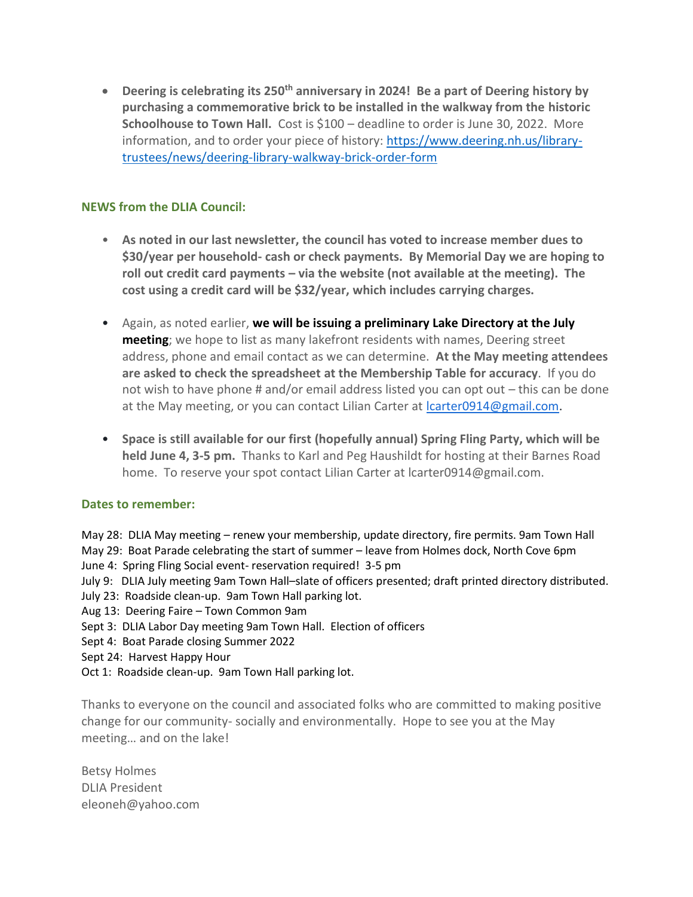- **Deering is celebrating its 250th anniversary in 2024! Be a part of Deering history by purchasing a commemorative brick to be installed in the walkway from the historic Schoolhouse to Town Hall.** Cost is $100 – deadline to order is June 30, 2022. More information, and to order your piece of history: [https://www.deering.nh.us/library-trustees/news/deering-library-walkway-brick-order-form](https://www.deering.nh.us/library-trustees/news/deering-library-walkway-brick-order-form)

**NEWS from the DLIA Council:**

- **As noted in our last newsletter, the council has voted to increase member dues to $30/year per household- cash or check payments. By Memorial Day we are hoping to roll out credit card payments – via the website (not available at the meeting). The cost using a credit card will be $32/year, which includes carrying charges.**

- Again, as noted earlier, **we will be issuing a preliminary Lake Directory at the July meeting**; we hope to list as many lakefront residents with names, Deering street address, phone and email contact as we can determine. **At the May meeting attendees are asked to check the spreadsheet at the Membership Table for accuracy**. If you do not wish to have phone # and/or email address listed you can opt out – this can be done at the May meeting, or you can contact Lilian Carter at [lcarter0914@gmail.com](mailto:lcarter0914@gmail.com).

- **Space is still available for our first (hopefully annual) Spring Fling Party, which will be held June 4, 3-5 pm.** Thanks to Karl and Peg Haushildt for hosting at their Barnes Road home. To reserve your spot contact Lilian Carter at lcarter0914@gmail.com.

**Dates to remember:**

May 28: DLIA May meeting – renew your membership, update directory, fire permits. 9am Town Hall
May 29: Boat Parade celebrating the start of summer – leave from Holmes dock, North Cove 6pm
June 4: Spring Fling Social event- reservation required! 3-5 pm
July 9: DLIA July meeting 9am Town Hall–slate of officers presented; draft printed directory distributed.
July 23: Roadside clean-up. 9am Town Hall parking lot.
Aug 13: Deering Faire – Town Common 9am
Sept 3: DLIA Labor Day meeting 9am Town Hall. Election of officers
Sept 4: Boat Parade closing Summer 2022
Sept 24: Harvest Happy Hour
Oct 1: Roadside clean-up. 9am Town Hall parking lot.

Thanks to everyone on the council and associated folks who are committed to making positive change for our community- socially and environmentally. Hope to see you at the May meeting… and on the lake!

Betsy Holmes
DLIA President
eleoneh@yahoo.com